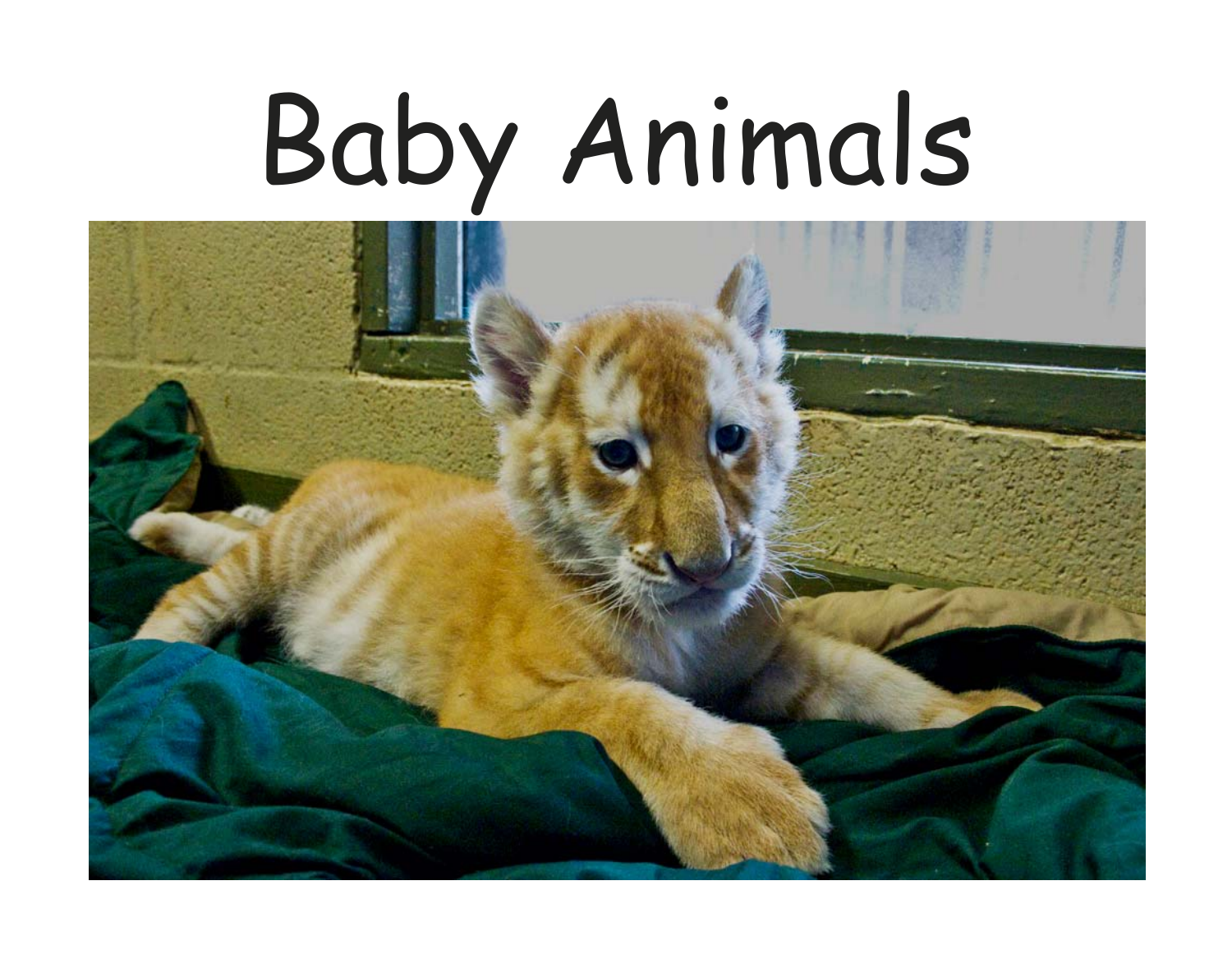# Baby Animals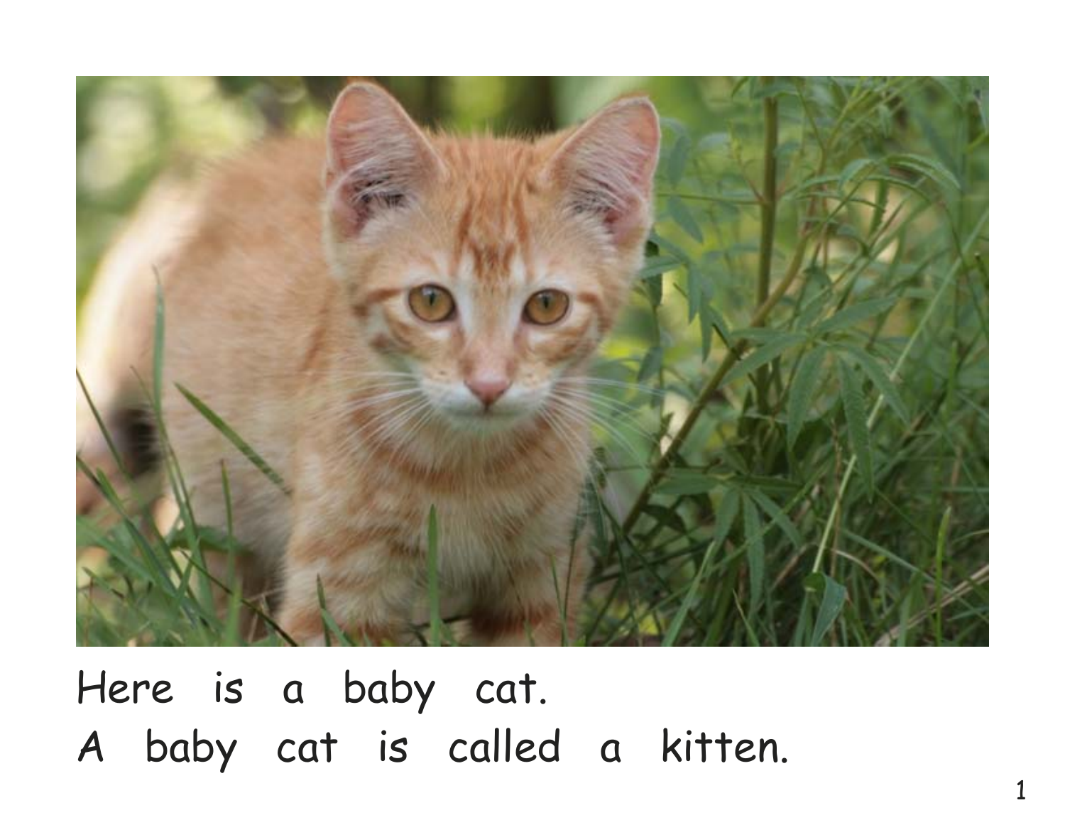Here is a baby cat.
A baby cat is called a kitten.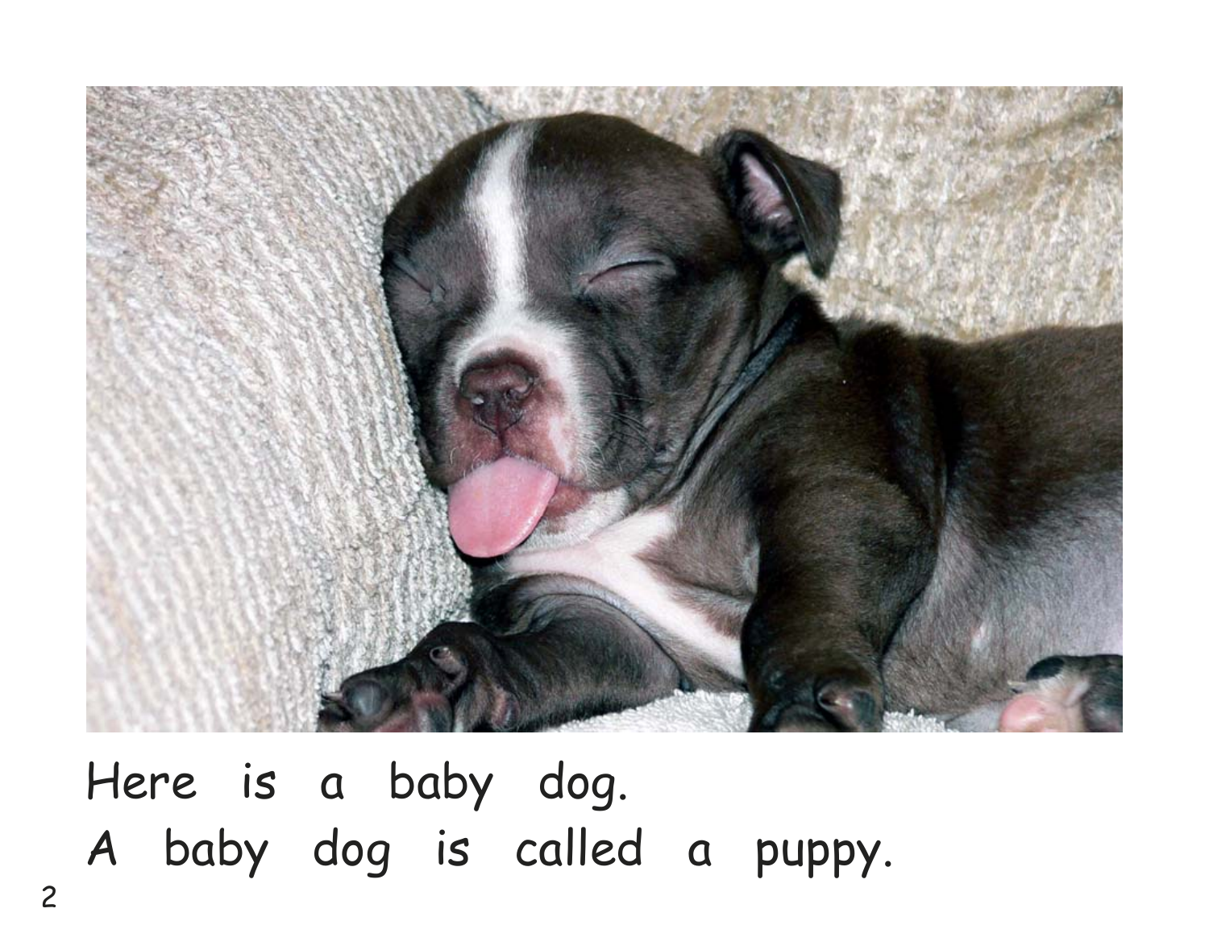Here is a baby dog.
A baby dog is called a puppy.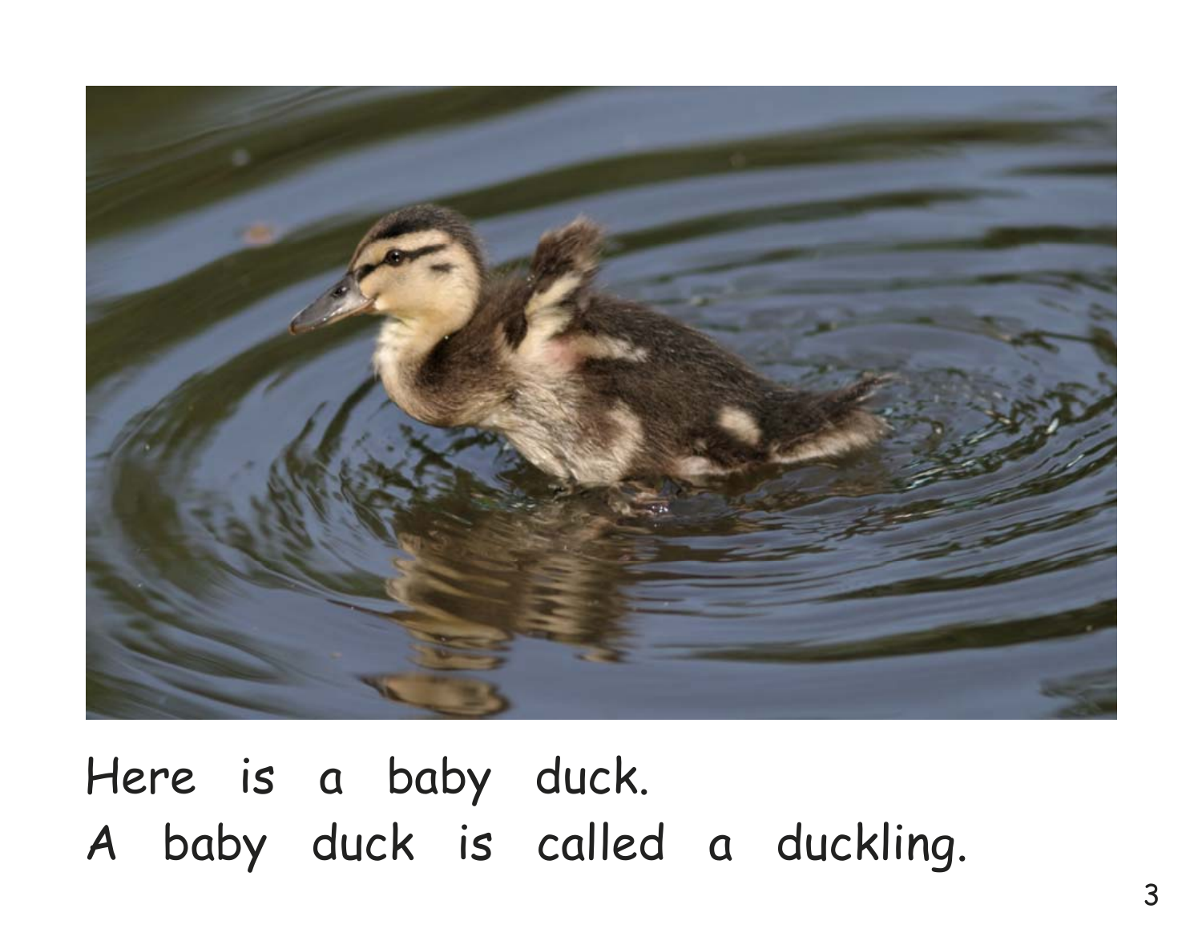Here is a baby duck.
A baby duck is called a duckling.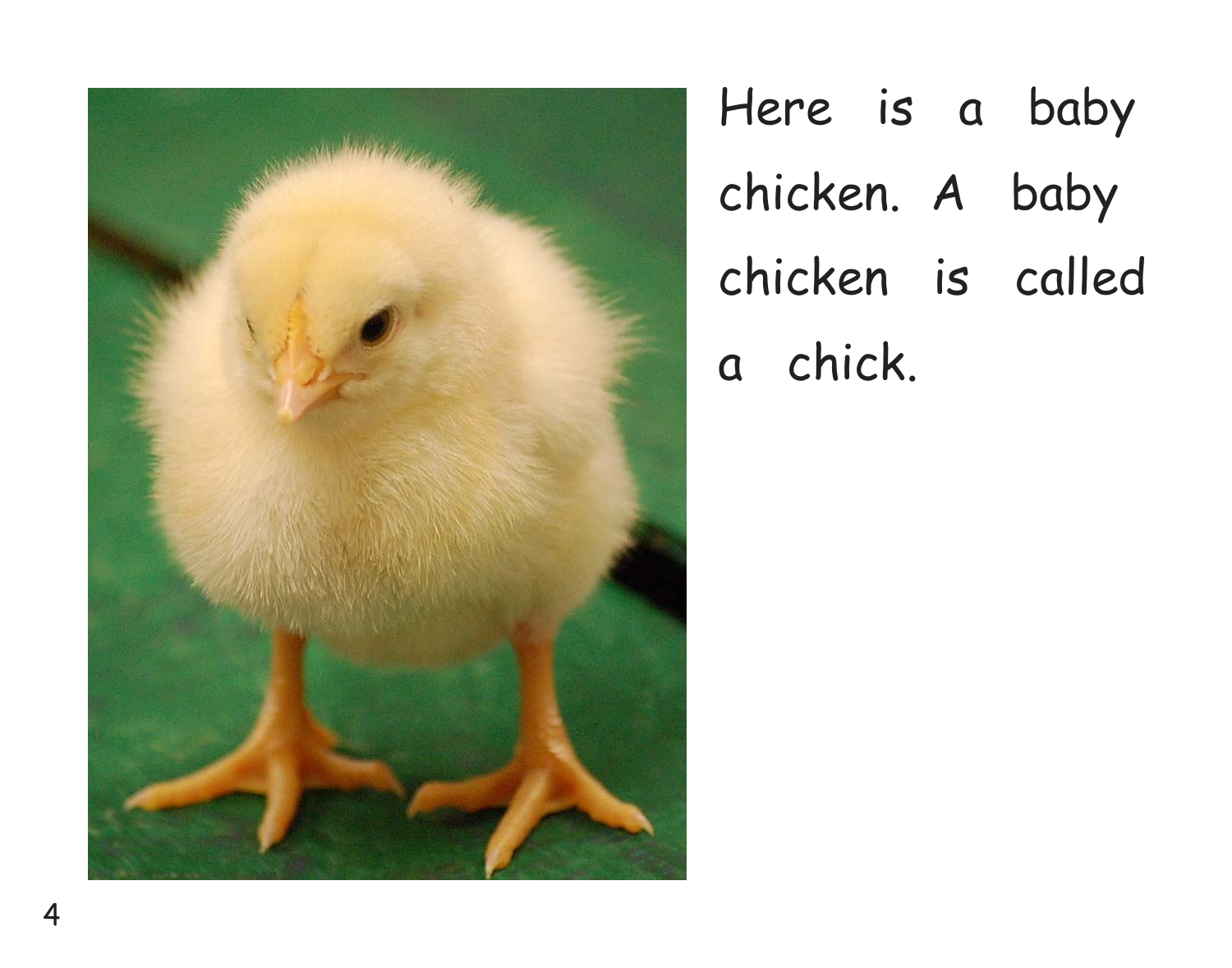Here is a baby chicken. A baby chicken is called a chick.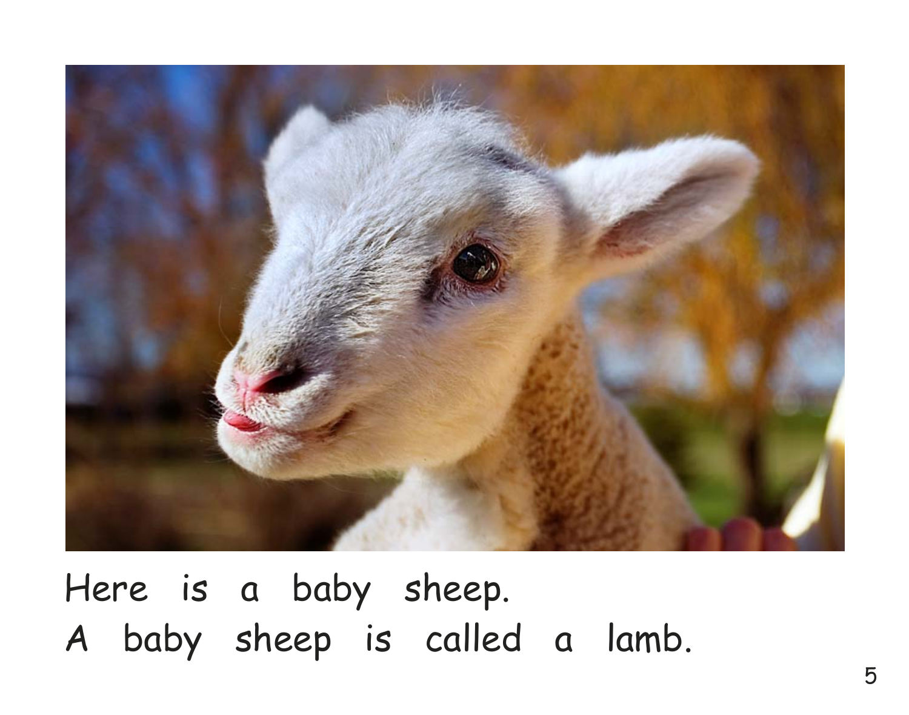Here is a baby sheep.
A baby sheep is called a lamb.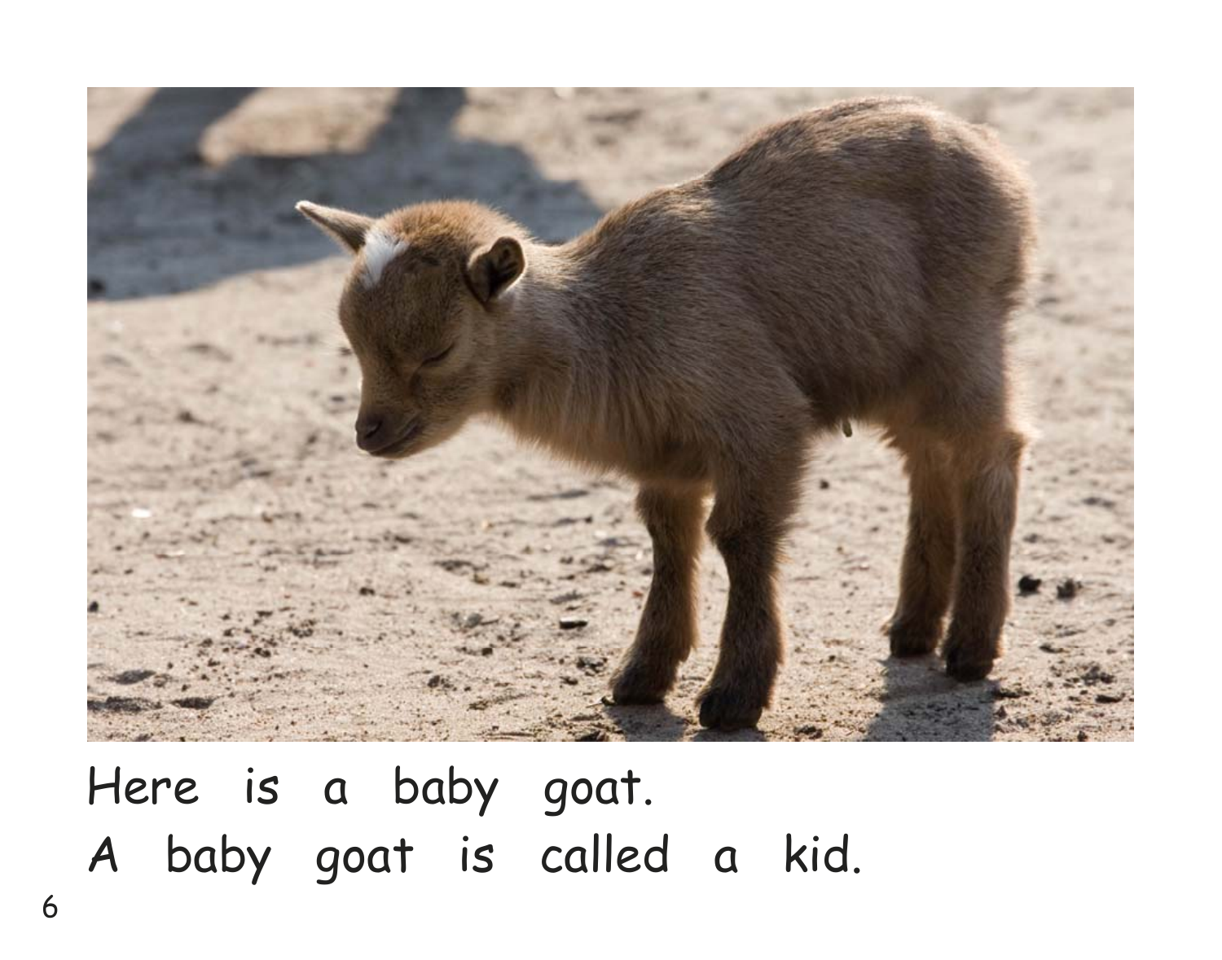Here is a baby goat.
A baby goat is called a kid.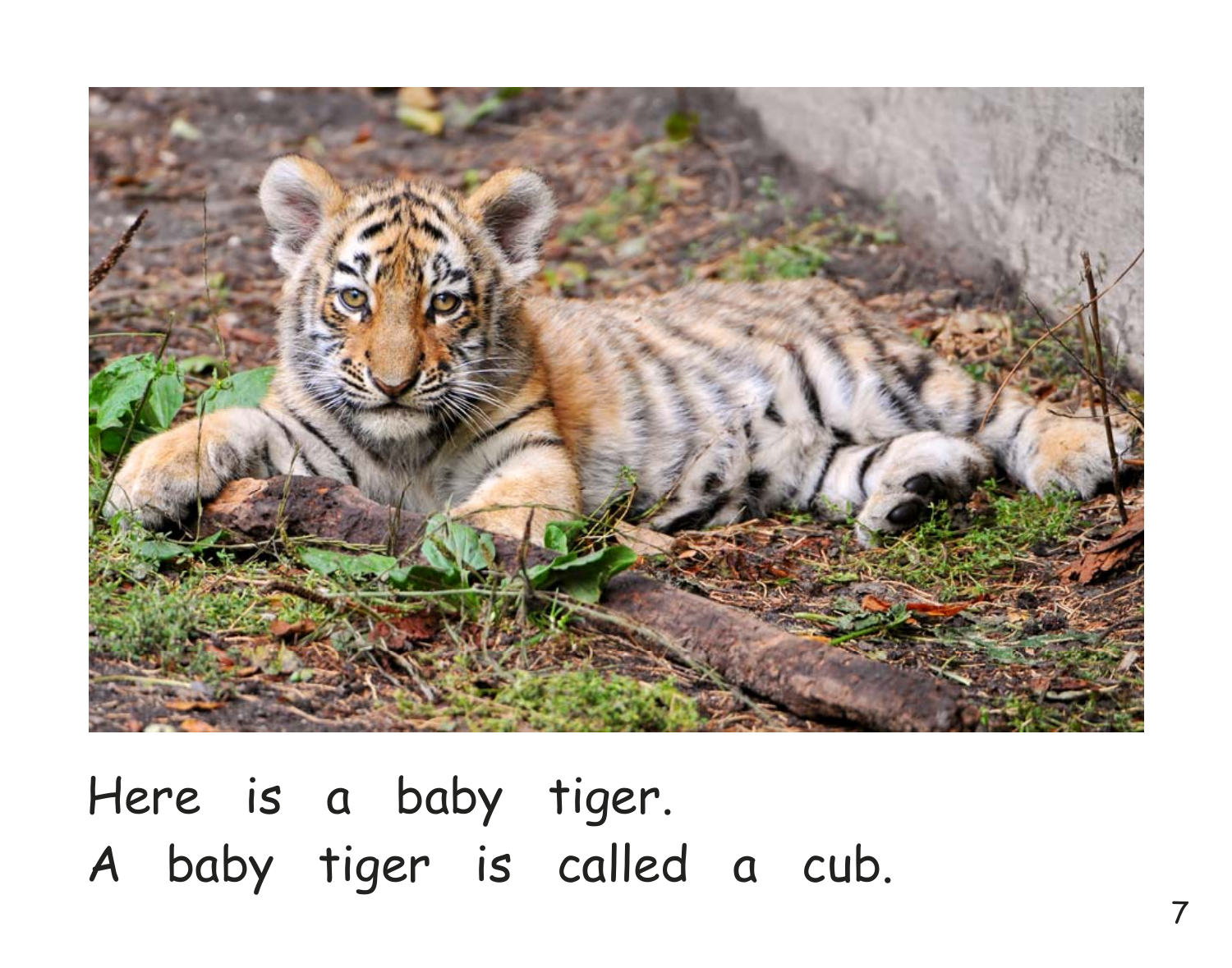Here is a baby tiger.
A baby tiger is called a cub.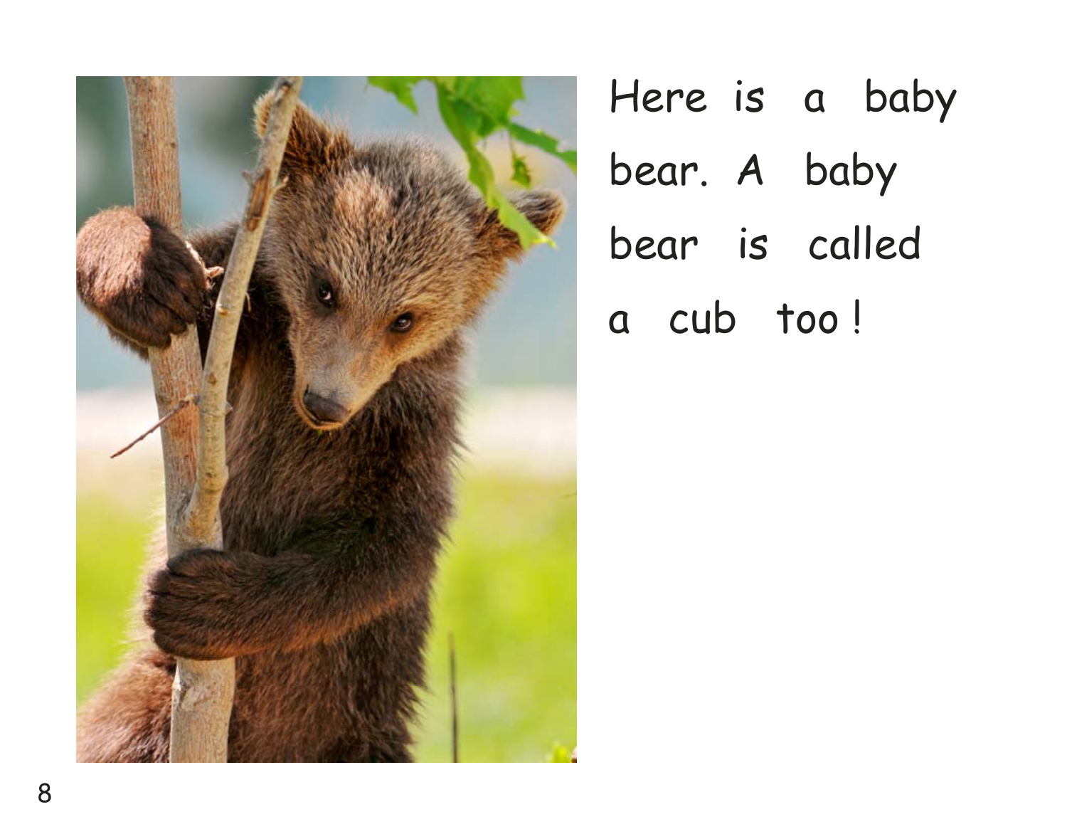Here is a baby bear. A baby bear is called a cub too!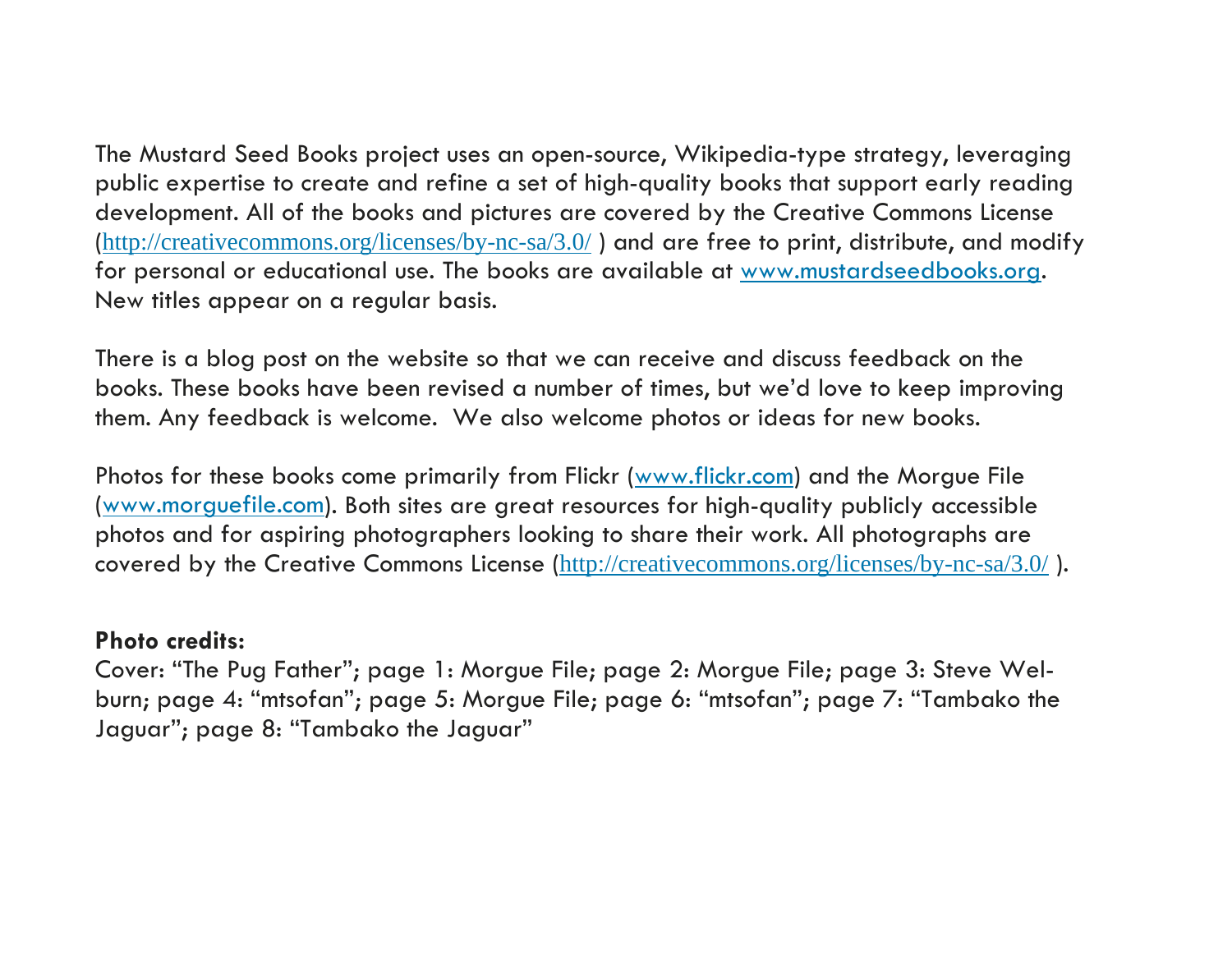The Mustard Seed Books project uses an open-source, Wikipedia-type strategy, leveraging public expertise to create and refine a set of high-quality books that support early reading development. All of the books and pictures are covered by the Creative Commons License (http://creativecommons.org/licenses/by-nc-sa/3.0/ ) and are free to print, distribute, and modify for personal or educational use. The books are available at www.mustardseedbooks.org. New titles appear on a regular basis.

There is a blog post on the website so that we can receive and discuss feedback on the books. These books have been revised a number of times, but we'd love to keep improving them. Any feedback is welcome.  We also welcome photos or ideas for new books.

Photos for these books come primarily from Flickr (www.flickr.com) and the Morgue File (www.morguefile.com). Both sites are great resources for high-quality publicly accessible photos and for aspiring photographers looking to share their work. All photographs are covered by the Creative Commons License (http://creativecommons.org/licenses/by-nc-sa/3.0/ ).

**Photo credits:**
Cover: "The Pug Father"; page 1: Morgue File; page 2: Morgue File; page 3: Steve Welburn; page 4: "mtsofan"; page 5: Morgue File; page 6: "mtsofan"; page 7: "Tambako the Jaguar"; page 8: "Tambako the Jaguar"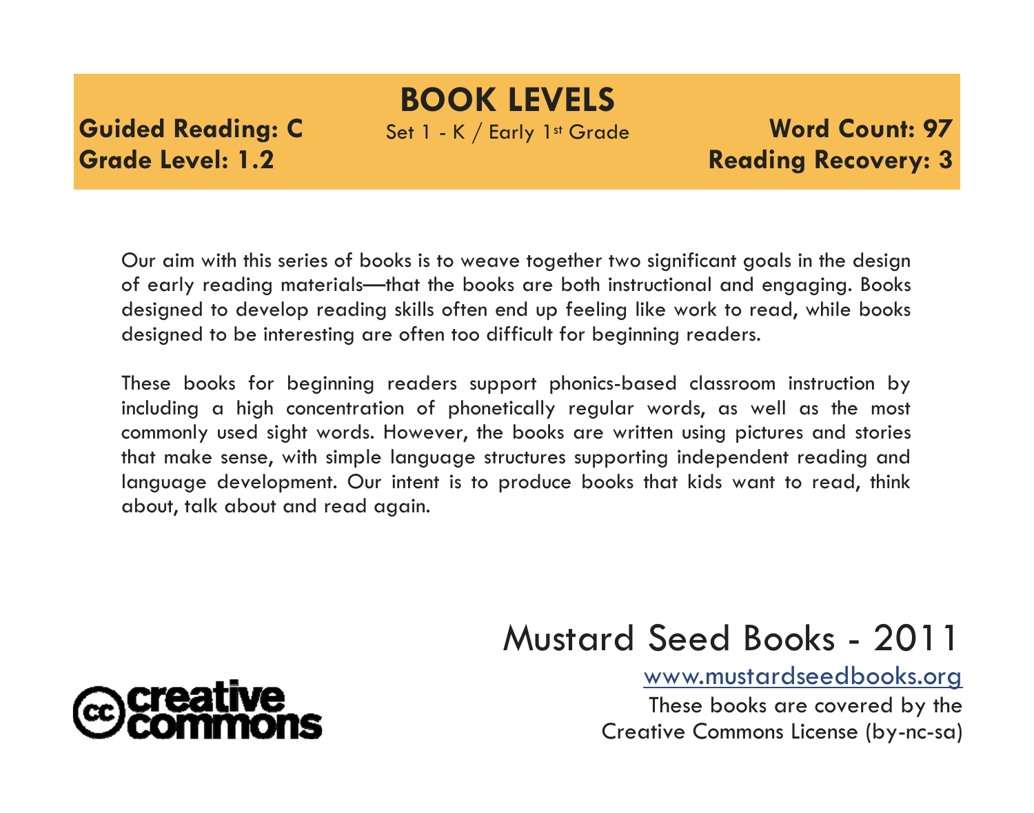# BOOK LEVELS

Set 1 - K / Early 1st Grade

**Guided Reading: C**
**Grade Level: 1.2**

**Word Count: 97**
**Reading Recovery: 3**

Our aim with this series of books is to weave together two significant goals in the design of early reading materials—that the books are both instructional and engaging. Books designed to develop reading skills often end up feeling like work to read, while books designed to be interesting are often too difficult for beginning readers.

These books for beginning readers support phonics-based classroom instruction by including a high concentration of phonetically regular words, as well as the most commonly used sight words. However, the books are written using pictures and stories that make sense, with simple language structures supporting independent reading and language development. Our intent is to produce books that kids want to read, think about, talk about and read again.

Mustard Seed Books - 2011

www.mustardseedbooks.org

These books are covered by the Creative Commons License (by-nc-sa)

creative commons